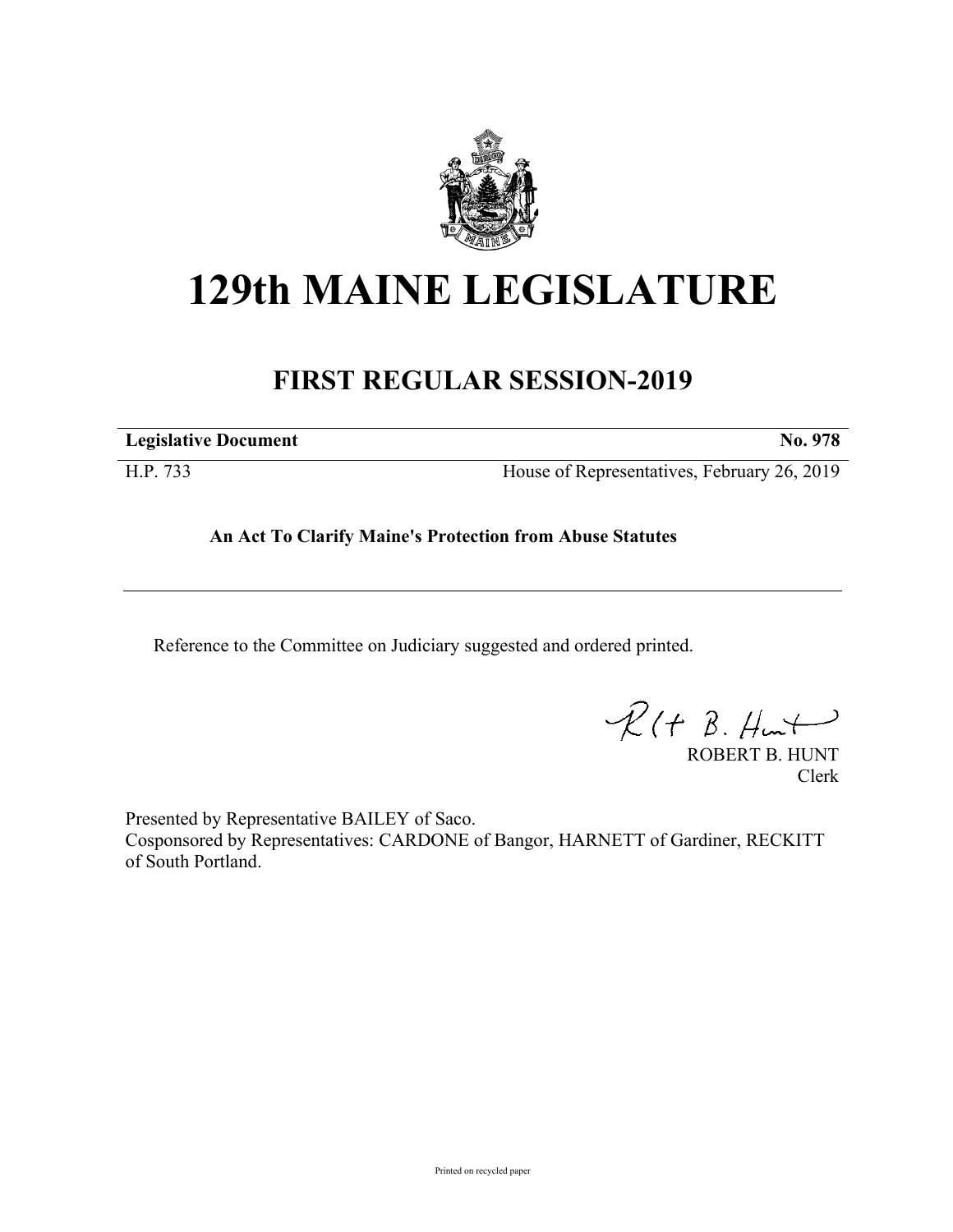# 129th MAINE LEGISLATURE

## FIRST REGULAR SESSION-2019

| **Legislative Document** | **No. 978** |
| --- | --- |
| H.P. 733 | House of Representatives, February 26, 2019 |

**An Act To Clarify Maine's Protection from Abuse Statutes**

---

Reference to the Committee on Judiciary suggested and ordered printed.

ROBERT B. HUNT
Clerk

Presented by Representative BAILEY of Saco.
Cosponsored by Representatives: CARDONE of Bangor, HARNETT of Gardiner, RECKITT of South Portland.

Printed on recycled paper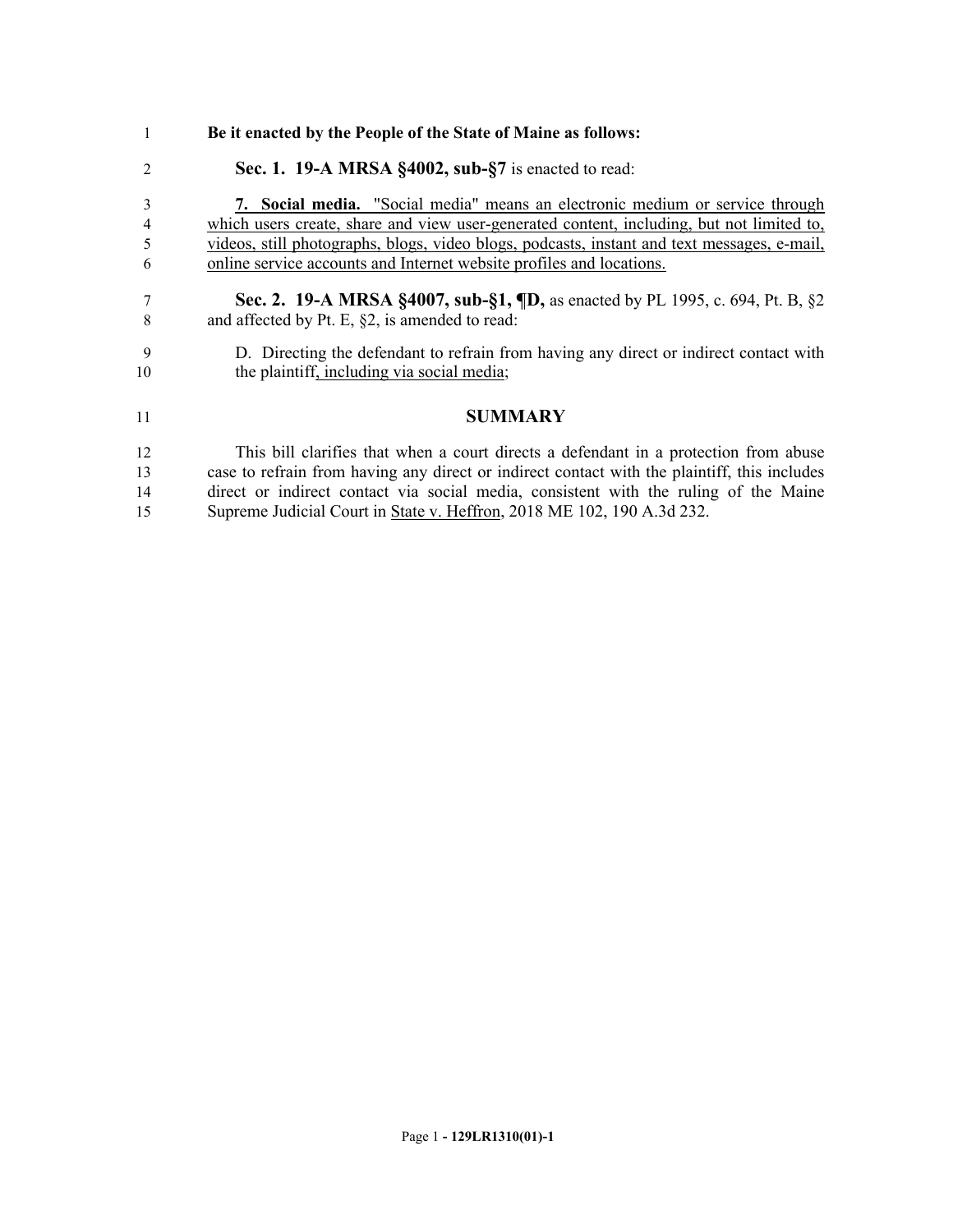**Be it enacted by the People of the State of Maine as follows:**

**Sec. 1. 19-A MRSA §4002, sub-§7** is enacted to read:

**7. Social media.** "Social media" means an electronic medium or service through which users create, share and view user-generated content, including, but not limited to, videos, still photographs, blogs, video blogs, podcasts, instant and text messages, e-mail, online service accounts and Internet website profiles and locations.

**Sec. 2. 19-A MRSA §4007, sub-§1, ¶D,** as enacted by PL 1995, c. 694, Pt. B, §2 and affected by Pt. E, §2, is amended to read:

D. Directing the defendant to refrain from having any direct or indirect contact with the plaintiff, including via social media;

## SUMMARY

This bill clarifies that when a court directs a defendant in a protection from abuse case to refrain from having any direct or indirect contact with the plaintiff, this includes direct or indirect contact via social media, consistent with the ruling of the Maine Supreme Judicial Court in State v. Heffron, 2018 ME 102, 190 A.3d 232.